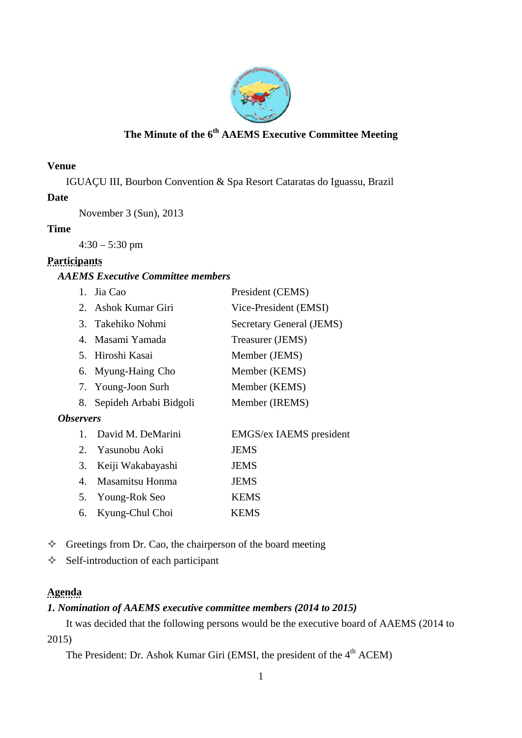# The Minute of the 6th AAEMS Executive Committee Meeting

**Venue**

IGUAÇU III, Bourbon Convention & Spa Resort Cataratas do Iguassu, Brazil

**Date**

November 3 (Sun), 2013

**Time**

4:30 – 5:30 pm

**Participants**

***AAEMS Executive Committee members***

1. Jia Cao — President (CEMS)
2. Ashok Kumar Giri — Vice-President (EMSI)
3. Takehiko Nohmi — Secretary General (JEMS)
4. Masami Yamada — Treasurer (JEMS)
5. Hiroshi Kasai — Member (JEMS)
6. Myung-Haing Cho — Member (KEMS)
7. Young-Joon Surh — Member (KEMS)
8. Sepideh Arbabi Bidgoli — Member (IREMS)

***Observers***

1. David M. DeMarini — EMGS/ex IAEMS president
2. Yasunobu Aoki — JEMS
3. Keiji Wakabayashi — JEMS
4. Masamitsu Honma — JEMS
5. Young-Rok Seo — KEMS
6. Kyung-Chul Choi — KEMS

- ✧ Greetings from Dr. Cao, the chairperson of the board meeting
- ✧ Self-introduction of each participant

**Agenda**

***1. Nomination of AAEMS executive committee members (2014 to 2015)***

It was decided that the following persons would be the executive board of AAEMS (2014 to 2015)

The President: Dr. Ashok Kumar Giri (EMSI, the president of the 4th ACEM)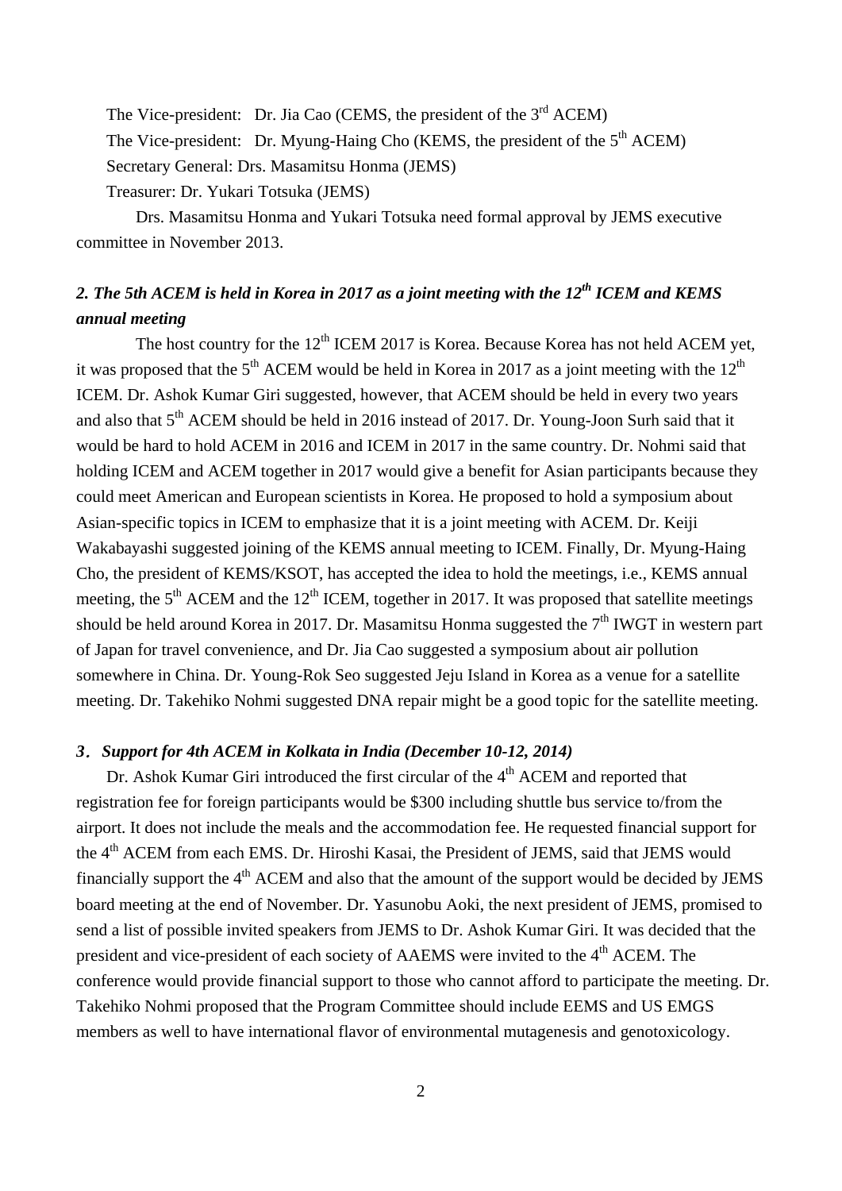The Vice-president: Dr. Jia Cao (CEMS, the president of the 3rd ACEM)

The Vice-president: Dr. Myung-Haing Cho (KEMS, the president of the 5th ACEM)

Secretary General: Drs. Masamitsu Honma (JEMS)

Treasurer: Dr. Yukari Totsuka (JEMS)

Drs. Masamitsu Honma and Yukari Totsuka need formal approval by JEMS executive committee in November 2013.

### *2. The 5th ACEM is held in Korea in 2017 as a joint meeting with the 12th ICEM and KEMS annual meeting*

The host country for the 12th ICEM 2017 is Korea. Because Korea has not held ACEM yet, it was proposed that the 5th ACEM would be held in Korea in 2017 as a joint meeting with the 12th ICEM. Dr. Ashok Kumar Giri suggested, however, that ACEM should be held in every two years and also that 5th ACEM should be held in 2016 instead of 2017. Dr. Young-Joon Surh said that it would be hard to hold ACEM in 2016 and ICEM in 2017 in the same country. Dr. Nohmi said that holding ICEM and ACEM together in 2017 would give a benefit for Asian participants because they could meet American and European scientists in Korea. He proposed to hold a symposium about Asian-specific topics in ICEM to emphasize that it is a joint meeting with ACEM. Dr. Keiji Wakabayashi suggested joining of the KEMS annual meeting to ICEM. Finally, Dr. Myung-Haing Cho, the president of KEMS/KSOT, has accepted the idea to hold the meetings, i.e., KEMS annual meeting, the 5th ACEM and the 12th ICEM, together in 2017. It was proposed that satellite meetings should be held around Korea in 2017. Dr. Masamitsu Honma suggested the 7th IWGT in western part of Japan for travel convenience, and Dr. Jia Cao suggested a symposium about air pollution somewhere in China. Dr. Young-Rok Seo suggested Jeju Island in Korea as a venue for a satellite meeting. Dr. Takehiko Nohmi suggested DNA repair might be a good topic for the satellite meeting.

### *3. Support for 4th ACEM in Kolkata in India (December 10-12, 2014)*

Dr. Ashok Kumar Giri introduced the first circular of the 4th ACEM and reported that registration fee for foreign participants would be $300 including shuttle bus service to/from the airport. It does not include the meals and the accommodation fee. He requested financial support for the 4th ACEM from each EMS. Dr. Hiroshi Kasai, the President of JEMS, said that JEMS would financially support the 4th ACEM and also that the amount of the support would be decided by JEMS board meeting at the end of November. Dr. Yasunobu Aoki, the next president of JEMS, promised to send a list of possible invited speakers from JEMS to Dr. Ashok Kumar Giri. It was decided that the president and vice-president of each society of AAEMS were invited to the 4th ACEM. The conference would provide financial support to those who cannot afford to participate the meeting. Dr. Takehiko Nohmi proposed that the Program Committee should include EEMS and US EMGS members as well to have international flavor of environmental mutagenesis and genotoxicology.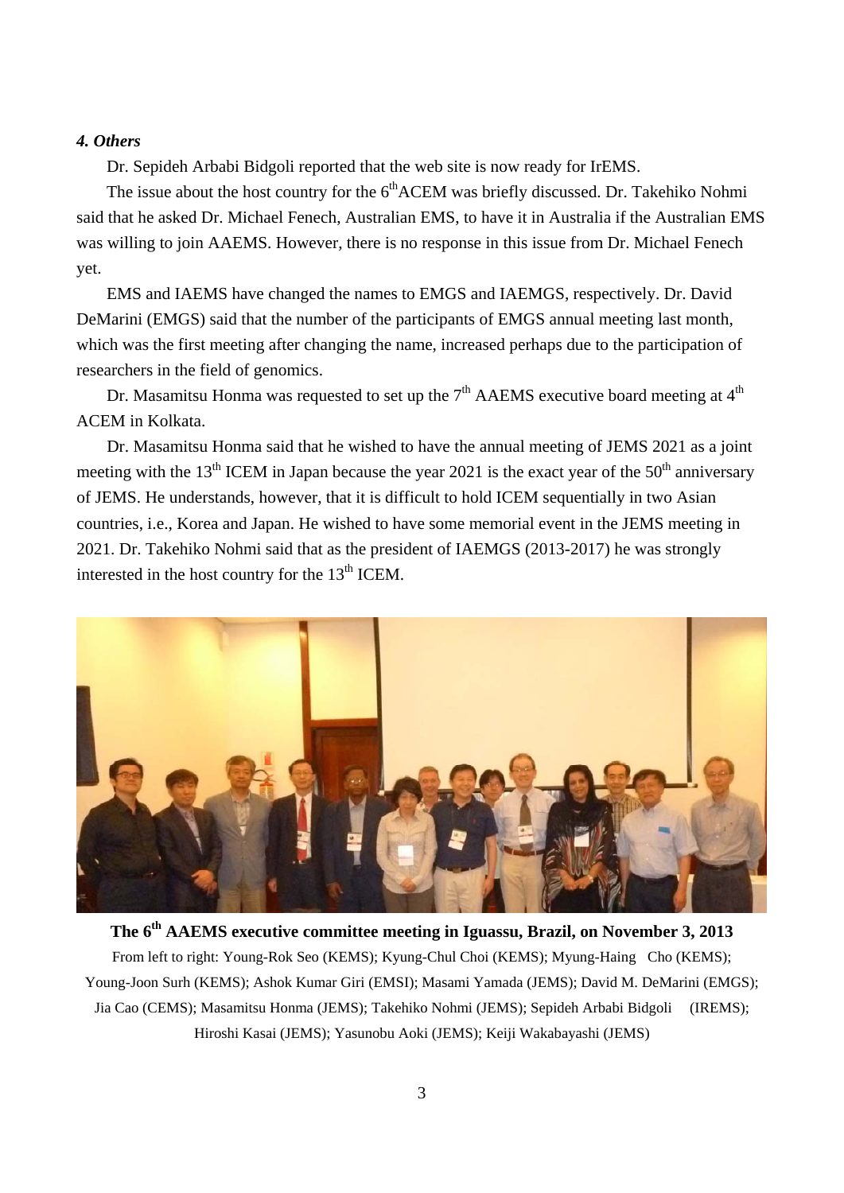### *4. Others*

Dr. Sepideh Arbabi Bidgoli reported that the web site is now ready for IrEMS.

The issue about the host country for the 6th ACEM was briefly discussed. Dr. Takehiko Nohmi said that he asked Dr. Michael Fenech, Australian EMS, to have it in Australia if the Australian EMS was willing to join AAEMS. However, there is no response in this issue from Dr. Michael Fenech yet.

EMS and IAEMS have changed the names to EMGS and IAEMGS, respectively. Dr. David DeMarini (EMGS) said that the number of the participants of EMGS annual meeting last month, which was the first meeting after changing the name, increased perhaps due to the participation of researchers in the field of genomics.

Dr. Masamitsu Honma was requested to set up the 7th AAEMS executive board meeting at 4th ACEM in Kolkata.

Dr. Masamitsu Honma said that he wished to have the annual meeting of JEMS 2021 as a joint meeting with the 13th ICEM in Japan because the year 2021 is the exact year of the 50th anniversary of JEMS. He understands, however, that it is difficult to hold ICEM sequentially in two Asian countries, i.e., Korea and Japan. He wished to have some memorial event in the JEMS meeting in 2021. Dr. Takehiko Nohmi said that as the president of IAEMGS (2013-2017) he was strongly interested in the host country for the 13th ICEM.

**The 6th AAEMS executive committee meeting in Iguassu, Brazil, on November 3, 2013**

From left to right: Young-Rok Seo (KEMS); Kyung-Chul Choi (KEMS); Myung-Haing Cho (KEMS); Young-Joon Surh (KEMS); Ashok Kumar Giri (EMSI); Masami Yamada (JEMS); David M. DeMarini (EMGS); Jia Cao (CEMS); Masamitsu Honma (JEMS); Takehiko Nohmi (JEMS); Sepideh Arbabi Bidgoli (IREMS); Hiroshi Kasai (JEMS); Yasunobu Aoki (JEMS); Keiji Wakabayashi (JEMS)